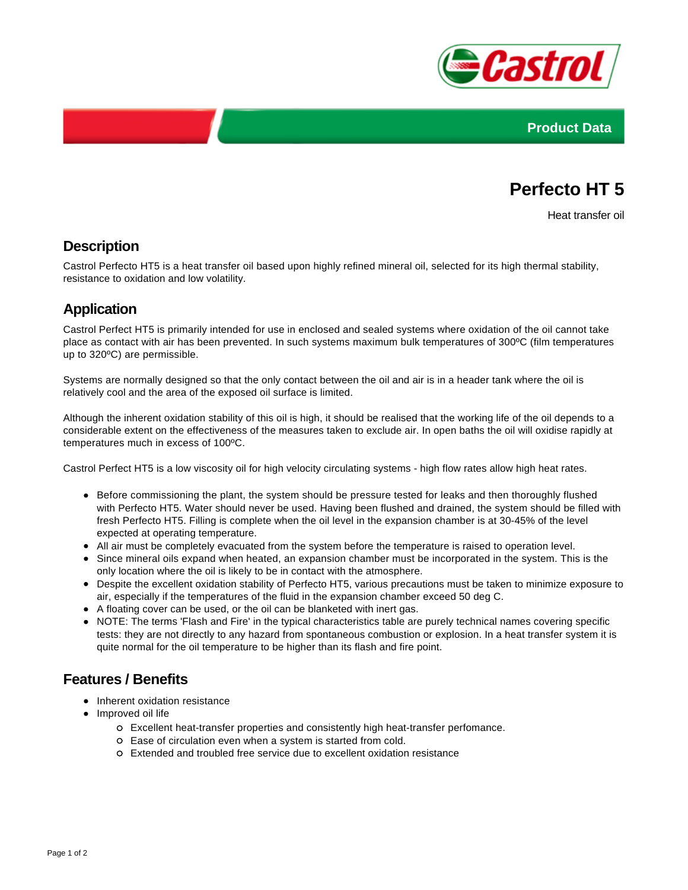Product Data

# Perfecto HT 5

Heat transfer oil

## Description

Castrol Perfecto HT5 is a heat transfer oil based upon highly refined mineral oil, selected for its high thermal stability, resistance to oxidation and low volatility.

## Application

Castrol Perfect HT5 is primarily intended for use in enclosed and sealed systems where oxidation of the oil cannot take place as contact with air has been prevented. In such systems maximum bulk temperatures of 300ºC (film temperatures up to 320ºC) are permissible.

Systems are normally designed so that the only contact between the oil and air is in a header tank where the oil is relatively cool and the area of the exposed oil surface is limited.

Although the inherent oxidation stability of this oil is high, it should be realised that the working life of the oil depends to a considerable extent on the effectiveness of the measures taken to exclude air. In open baths the oil will oxidise rapidly at temperatures much in excess of 100ºC.

Castrol Perfect HT5 is a low viscosity oil for high velocity circulating systems - high flow rates allow high heat rates.

- Before commissioning the plant, the system should be pressure tested for leaks and then thoroughly flushed with Perfecto HT5. Water should never be used. Having been flushed and drained, the system should be filled with fresh Perfecto HT5. Filling is complete when the oil level in the expansion chamber is at 30-45% of the level expected at operating temperature.
- All air must be completely evacuated from the system before the temperature is raised to operation level.
- Since mineral oils expand when heated, an expansion chamber must be incorporated in the system. This is the only location where the oil is likely to be in contact with the atmosphere.
- Despite the excellent oxidation stability of Perfecto HT5, various precautions must be taken to minimize exposure to air, especially if the temperatures of the fluid in the expansion chamber exceed 50 deg C.
- A floating cover can be used, or the oil can be blanketed with inert gas.
- NOTE: The terms 'Flash and Fire' in the typical characteristics table are purely technical names covering specific tests: they are not directly to any hazard from spontaneous combustion or explosion. In a heat transfer system it is quite normal for the oil temperature to be higher than its flash and fire point.

## Features / Benefits

- Inherent oxidation resistance
- Improved oil life
  - Excellent heat-transfer properties and consistently high heat-transfer perfomance.
  - Ease of circulation even when a system is started from cold.
  - Extended and troubled free service due to excellent oxidation resistance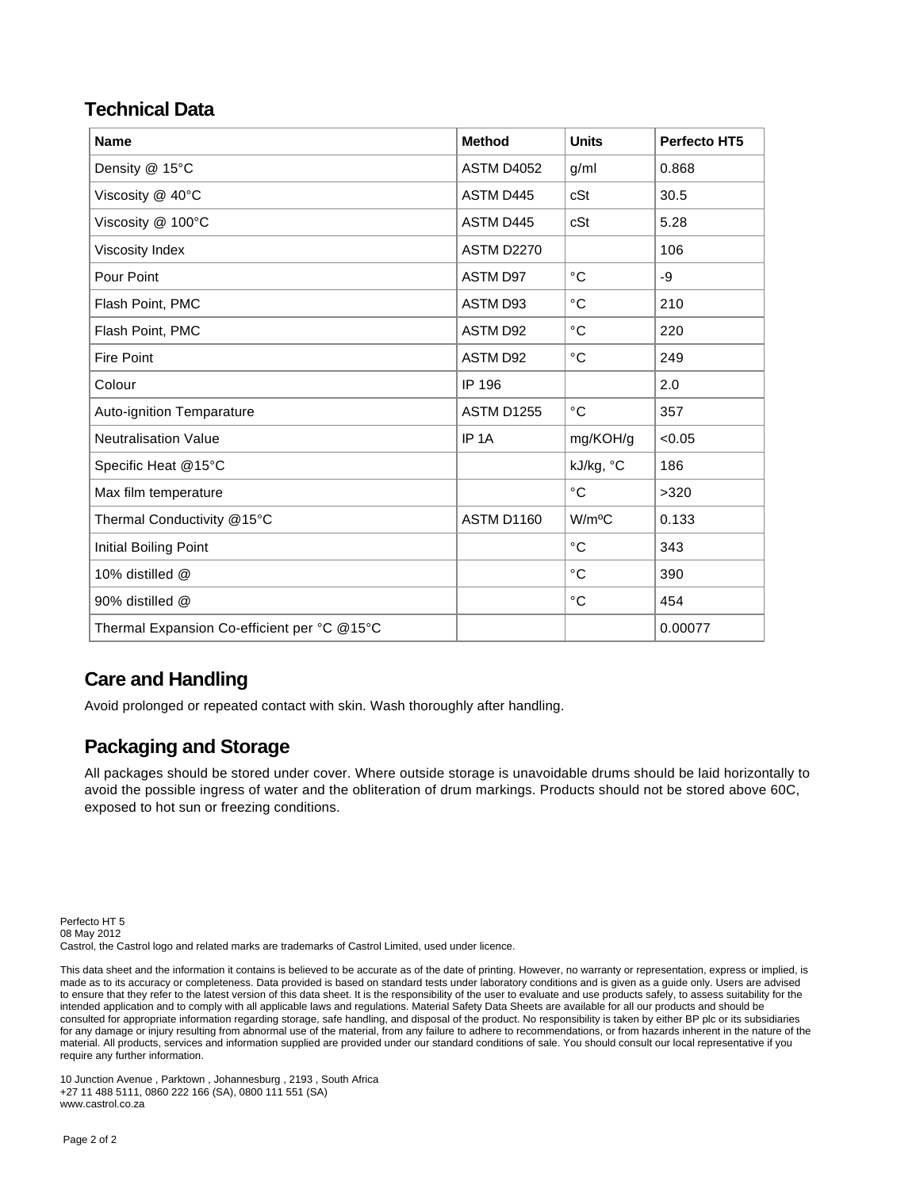## Technical Data

| Name | Method | Units | Perfecto HT5 |
|---|---|---|---|
| Density @ 15°C | ASTM D4052 | g/ml | 0.868 |
| Viscosity @ 40°C | ASTM D445 | cSt | 30.5 |
| Viscosity @ 100°C | ASTM D445 | cSt | 5.28 |
| Viscosity Index | ASTM D2270 | | 106 |
| Pour Point | ASTM D97 | °C | -9 |
| Flash Point, PMC | ASTM D93 | °C | 210 |
| Flash Point, PMC | ASTM D92 | °C | 220 |
| Fire Point | ASTM D92 | °C | 249 |
| Colour | IP 196 | | 2.0 |
| Auto-ignition Temparature | ASTM D1255 | °C | 357 |
| Neutralisation Value | IP 1A | mg/KOH/g | <0.05 |
| Specific Heat @15°C | | kJ/kg, °C | 186 |
| Max film temperature | | °C | >320 |
| Thermal Conductivity @15°C | ASTM D1160 | W/mºC | 0.133 |
| Initial Boiling Point | | °C | 343 |
| 10% distilled @ | | °C | 390 |
| 90% distilled @ | | °C | 454 |
| Thermal Expansion Co-efficient per °C @15°C | | | 0.00077 |

## Care and Handling

Avoid prolonged or repeated contact with skin. Wash thoroughly after handling.

## Packaging and Storage

All packages should be stored under cover. Where outside storage is unavoidable drums should be laid horizontally to avoid the possible ingress of water and the obliteration of drum markings. Products should not be stored above 60C, exposed to hot sun or freezing conditions.

Perfecto HT 5
08 May 2012
Castrol, the Castrol logo and related marks are trademarks of Castrol Limited, used under licence.

This data sheet and the information it contains is believed to be accurate as of the date of printing. However, no warranty or representation, express or implied, is made as to its accuracy or completeness. Data provided is based on standard tests under laboratory conditions and is given as a guide only. Users are advised to ensure that they refer to the latest version of this data sheet. It is the responsibility of the user to evaluate and use products safely, to assess suitability for the intended application and to comply with all applicable laws and regulations. Material Safety Data Sheets are available for all our products and should be consulted for appropriate information regarding storage, safe handling, and disposal of the product. No responsibility is taken by either BP plc or its subsidiaries for any damage or injury resulting from abnormal use of the material, from any failure to adhere to recommendations, or from hazards inherent in the nature of the material. All products, services and information supplied are provided under our standard conditions of sale. You should consult our local representative if you require any further information.

10 Junction Avenue , Parktown , Johannesburg , 2193 , South Africa
+27 11 488 5111, 0860 222 166 (SA), 0800 111 551 (SA)
www.castrol.co.za